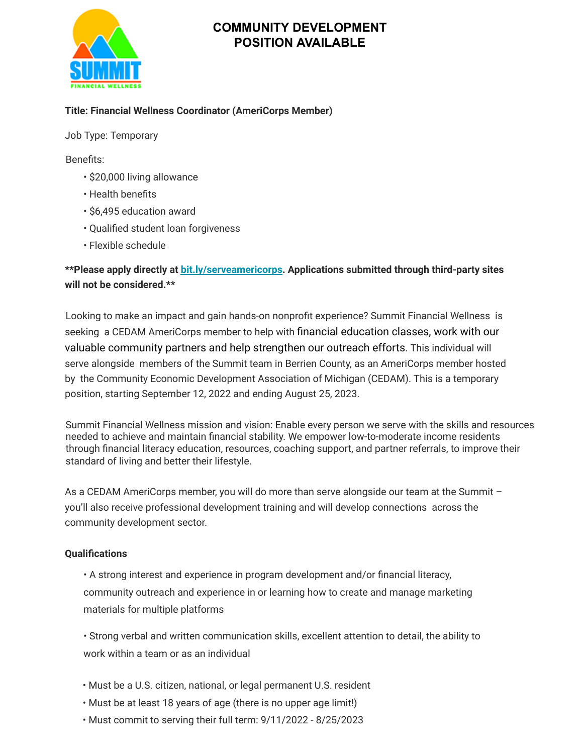# COMMUNITY DEVELOPMENT POSITION AVAILABLE

**Title: Financial Wellness Coordinator (AmeriCorps Member)**

Job Type: Temporary

Benefits:

- $20,000 living allowance
- Health benefits
- $6,495 education award
- Qualified student loan forgiveness
- Flexible schedule

****Please apply directly at bit.ly/serveamericorps. Applications submitted through third-party sites will not be considered.****

Looking to make an impact and gain hands-on nonprofit experience? Summit Financial Wellness is seeking a CEDAM AmeriCorps member to help with financial education classes, work with our valuable community partners and help strengthen our outreach efforts. This individual will serve alongside members of the Summit team in Berrien County, as an AmeriCorps member hosted by the Community Economic Development Association of Michigan (CEDAM). This is a temporary position, starting September 12, 2022 and ending August 25, 2023.

Summit Financial Wellness mission and vision: Enable every person we serve with the skills and resources needed to achieve and maintain financial stability. We empower low-to-moderate income residents through financial literacy education, resources, coaching support, and partner referrals, to improve their standard of living and better their lifestyle.

As a CEDAM AmeriCorps member, you will do more than serve alongside our team at the Summit – you'll also receive professional development training and will develop connections across the community development sector.

**Qualifications**

- A strong interest and experience in program development and/or financial literacy, community outreach and experience in or learning how to create and manage marketing materials for multiple platforms
- Strong verbal and written communication skills, excellent attention to detail, the ability to work within a team or as an individual
- Must be a U.S. citizen, national, or legal permanent U.S. resident
- Must be at least 18 years of age (there is no upper age limit!)
- Must commit to serving their full term: 9/11/2022 - 8/25/2023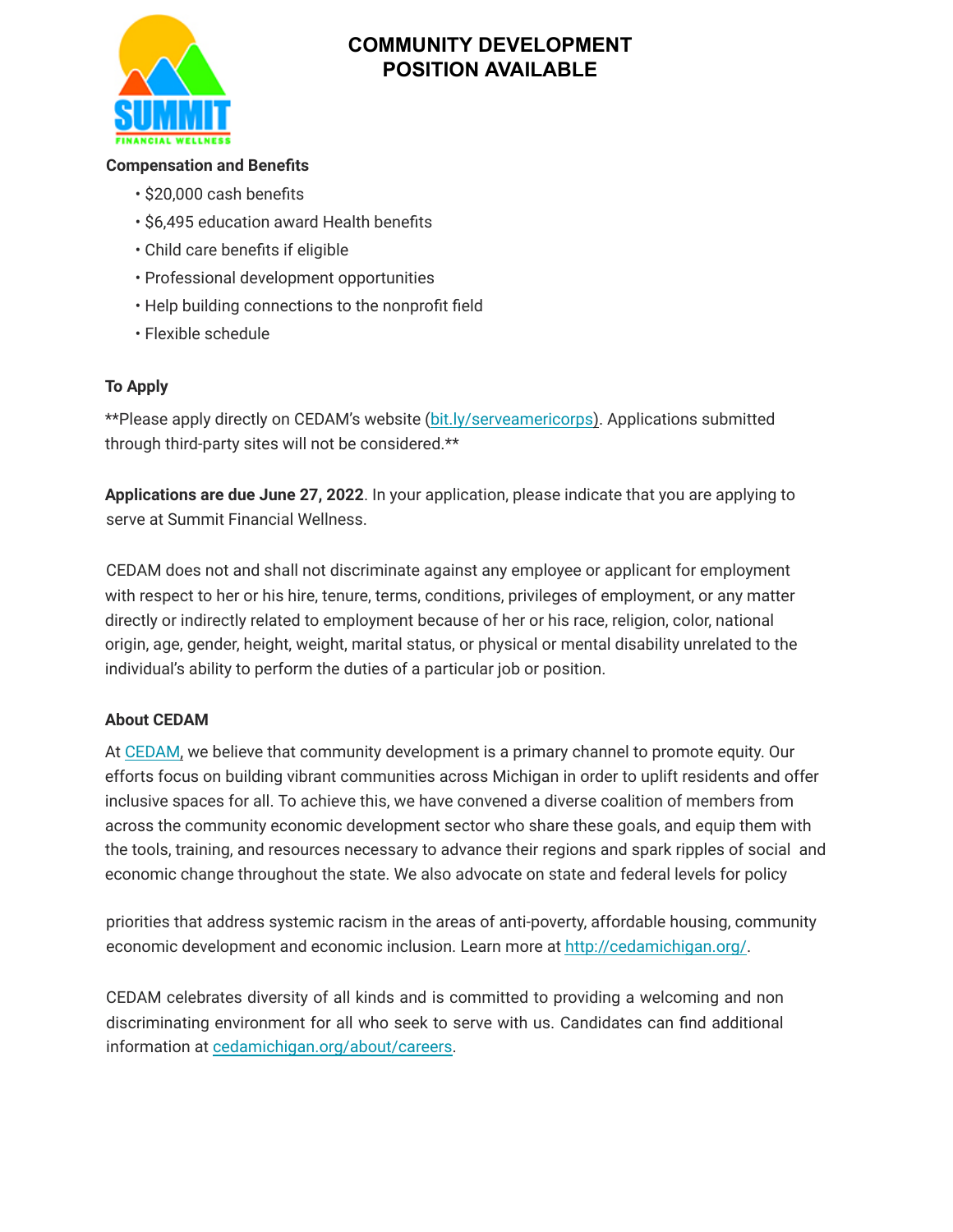# COMMUNITY DEVELOPMENT POSITION AVAILABLE

**Compensation and Benefits**

- $20,000 cash benefits
- $6,495 education award Health benefits
- Child care benefits if eligible
- Professional development opportunities
- Help building connections to the nonprofit field
- Flexible schedule

**To Apply**

**Please apply directly on CEDAM's website (bit.ly/serveamericorps). Applications submitted through third-party sites will not be considered.**

**Applications are due June 27, 2022**. In your application, please indicate that you are applying to serve at Summit Financial Wellness.

CEDAM does not and shall not discriminate against any employee or applicant for employment with respect to her or his hire, tenure, terms, conditions, privileges of employment, or any matter directly or indirectly related to employment because of her or his race, religion, color, national origin, age, gender, height, weight, marital status, or physical or mental disability unrelated to the individual's ability to perform the duties of a particular job or position.

**About CEDAM**

At CEDAM, we believe that community development is a primary channel to promote equity. Our efforts focus on building vibrant communities across Michigan in order to uplift residents and offer inclusive spaces for all. To achieve this, we have convened a diverse coalition of members from across the community economic development sector who share these goals, and equip them with the tools, training, and resources necessary to advance their regions and spark ripples of social and economic change throughout the state. We also advocate on state and federal levels for policy priorities that address systemic racism in the areas of anti-poverty, affordable housing, community economic development and economic inclusion. Learn more at http://cedamichigan.org/.

CEDAM celebrates diversity of all kinds and is committed to providing a welcoming and non discriminating environment for all who seek to serve with us. Candidates can find additional information at cedamichigan.org/about/careers.